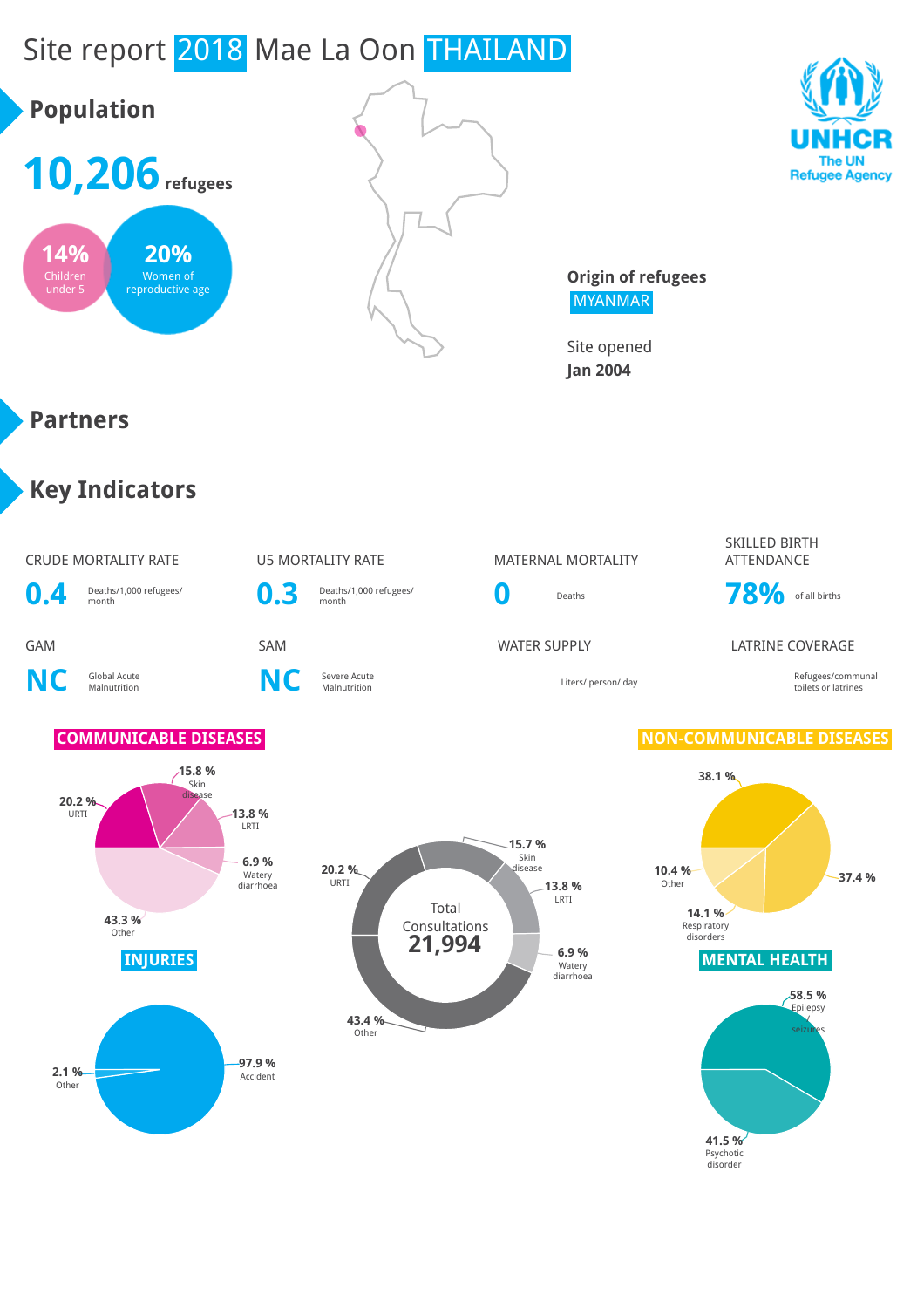# Site report 2018 Mae La Oon THAILAND

UNHCR
The UN Refugee Agency

## Population

**10,206** refugees

**14%** Children under 5

**20%** Women of reproductive age

**Origin of refugees**
MYANMAR

Site opened
**Jan 2004**

## Partners

## Key Indicators

| CRUDE MORTALITY RATE | U5 MORTALITY RATE | MATERNAL MORTALITY | SKILLED BIRTH ATTENDANCE |
|---|---|---|---|
| **0.4** Deaths/1,000 refugees/ month | **0.3** Deaths/1,000 refugees/ month | **0** Deaths | **78%** of all births |

| GAM | SAM | WATER SUPPLY | LATRINE COVERAGE |
|---|---|---|---|
| **NC** Global Acute Malnutrition | **NC** Severe Acute Malnutrition | Liters/ person/ day | Refugees/communal toilets or latrines |

### COMMUNICABLE DISEASES

- 15.8 % Skin disease
- 20.2 % URTI
- 13.8 % LRTI
- 6.9 % Watery diarrhoea
- 43.3 % Other

### Total Consultations 21,994

- 15.7 % Skin disease
- 20.2 % URTI
- 13.8 % LRTI
- 6.9 % Watery diarrhoea
- 43.4 % Other

### NON-COMMUNICABLE DISEASES

- 38.1 %
- 37.4 %
- 10.4 % Other
- 14.1 % Respiratory disorders

### INJURIES

- 2.1 % Other
- 97.9 % Accident

### MENTAL HEALTH

- 58.5 % Epilepsy seizures
- 41.5 % Psychotic disorder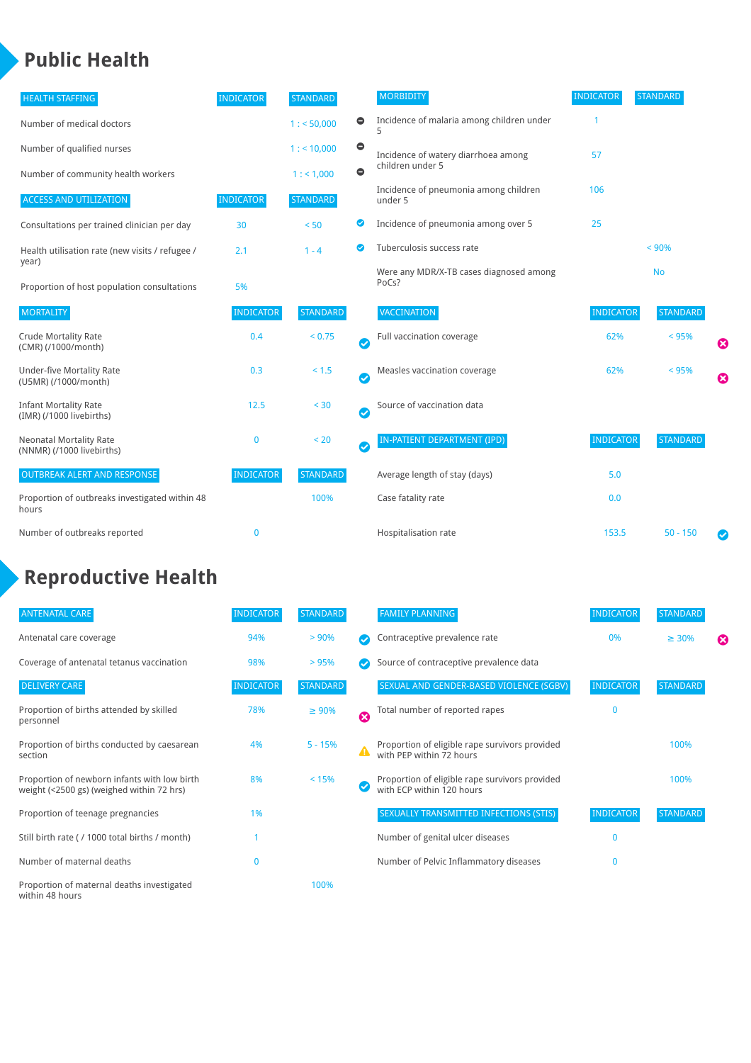# Public Health

| HEALTH STAFFING | INDICATOR | STANDARD |
|---|---|---|
| Number of medical doctors | | 1 : < 50,000 |
| Number of qualified nurses | | 1 : < 10,000 |
| Number of community health workers | | 1 : < 1,000 |

| ACCESS AND UTILIZATION | INDICATOR | STANDARD |
|---|---|---|
| Consultations per trained clinician per day | 30 | < 50 |
| Health utilisation rate (new visits / refugee / year) | 2.1 | 1 - 4 |
| Proportion of host population consultations | 5% | |

| MORTALITY | INDICATOR | STANDARD |
|---|---|---|
| Crude Mortality Rate (CMR) (/1000/month) | 0.4 | < 0.75 |
| Under-five Mortality Rate (U5MR) (/1000/month) | 0.3 | < 1.5 |
| Infant Mortality Rate (IMR) (/1000 livebirths) | 12.5 | < 30 |
| Neonatal Mortality Rate (NNMR) (/1000 livebirths) | 0 | < 20 |

| OUTBREAK ALERT AND RESPONSE | INDICATOR | STANDARD |
|---|---|---|
| Proportion of outbreaks investigated within 48 hours | | 100% |
| Number of outbreaks reported | 0 | |

| MORBIDITY | INDICATOR | STANDARD |
|---|---|---|
| Incidence of malaria among children under 5 | 1 | |
| Incidence of watery diarrhoea among children under 5 | 57 | |
| Incidence of pneumonia among children under 5 | 106 | |
| Incidence of pneumonia among over 5 | 25 | |
| Tuberculosis success rate | | < 90% |
| Were any MDR/X-TB cases diagnosed among PoCs? | | No |

| VACCINATION | INDICATOR | STANDARD |
|---|---|---|
| Full vaccination coverage | 62% | < 95% |
| Measles vaccination coverage | 62% | < 95% |
| Source of vaccination data | | |

| IN-PATIENT DEPARTMENT (IPD) | INDICATOR | STANDARD |
|---|---|---|
| Average length of stay (days) | 5.0 | |
| Case fatality rate | 0.0 | |
| Hospitalisation rate | 153.5 | 50 - 150 |

# Reproductive Health

| ANTENATAL CARE | INDICATOR | STANDARD |
|---|---|---|
| Antenatal care coverage | 94% | > 90% |
| Coverage of antenatal tetanus vaccination | 98% | > 95% |

| DELIVERY CARE | INDICATOR | STANDARD |
|---|---|---|
| Proportion of births attended by skilled personnel | 78% | ≥ 90% |
| Proportion of births conducted by caesarean section | 4% | 5 - 15% |
| Proportion of newborn infants with low birth weight (<2500 gs) (weighed within 72 hrs) | 8% | < 15% |
| Proportion of teenage pregnancies | 1% | |
| Still birth rate ( / 1000 total births / month) | 1 | |
| Number of maternal deaths | 0 | |
| Proportion of maternal deaths investigated within 48 hours | | 100% |

| FAMILY PLANNING | INDICATOR | STANDARD |
|---|---|---|
| Contraceptive prevalence rate | 0% | ≥ 30% |
| Source of contraceptive prevalence data | | |

| SEXUAL AND GENDER-BASED VIOLENCE (SGBV) | INDICATOR | STANDARD |
|---|---|---|
| Total number of reported rapes | 0 | |
| Proportion of eligible rape survivors provided with PEP within 72 hours | | 100% |
| Proportion of eligible rape survivors provided with ECP within 120 hours | | 100% |

| SEXUALLY TRANSMITTED INFECTIONS (STIS) | INDICATOR | STANDARD |
|---|---|---|
| Number of genital ulcer diseases | 0 | |
| Number of Pelvic Inflammatory diseases | 0 | |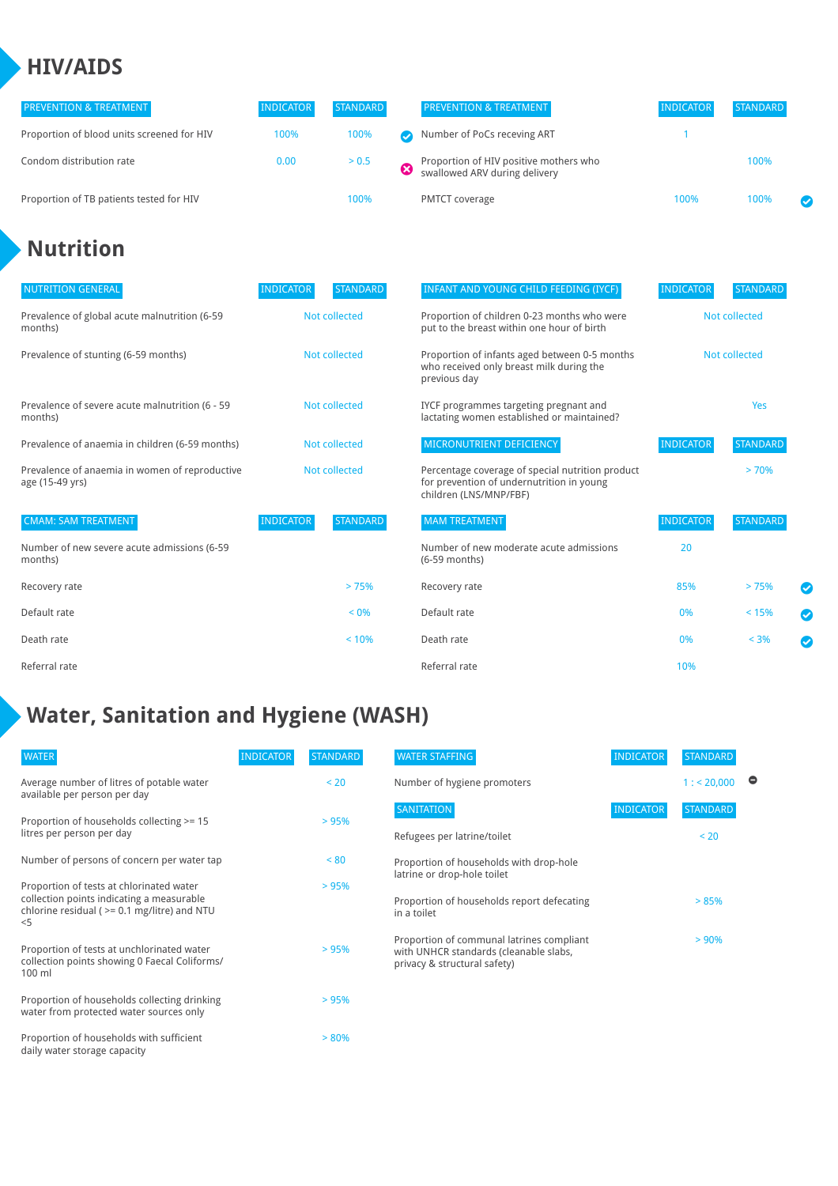# HIV/AIDS

| PREVENTION & TREATMENT | INDICATOR | STANDARD | |
|---|---|---|---|
| Proportion of blood units screened for HIV | 100% | 100% | ✓ |
| Condom distribution rate | 0.00 | > 0.5 | ✗ |
| Proportion of TB patients tested for HIV | | 100% | |

| PREVENTION & TREATMENT | INDICATOR | STANDARD | |
|---|---|---|---|
| Number of PoCs receving ART | 1 | | |
| Proportion of HIV positive mothers who swallowed ARV during delivery | | 100% | |
| PMTCT coverage | 100% | 100% | ✓ |

# Nutrition

| NUTRITION GENERAL | INDICATOR | STANDARD |
|---|---|---|
| Prevalence of global acute malnutrition (6-59 months) | Not collected | |
| Prevalence of stunting (6-59 months) | Not collected | |
| Prevalence of severe acute malnutrition (6 - 59 months) | Not collected | |
| Prevalence of anaemia in children (6-59 months) | Not collected | |
| Prevalence of anaemia in women of reproductive age (15-49 yrs) | Not collected | |

| INFANT AND YOUNG CHILD FEEDING (IYCF) | INDICATOR | STANDARD |
|---|---|---|
| Proportion of children 0-23 months who were put to the breast within one hour of birth | Not collected | |
| Proportion of infants aged between 0-5 months who received only breast milk during the previous day | Not collected | |
| IYCF programmes targeting pregnant and lactating women established or maintained? | | Yes |

| MICRONUTRIENT DEFICIENCY | INDICATOR | STANDARD |
|---|---|---|
| Percentage coverage of special nutrition product for prevention of undernutrition in young children (LNS/MNP/FBF) | | > 70% |

| CMAM: SAM TREATMENT | INDICATOR | STANDARD |
|---|---|---|
| Number of new severe acute admissions (6-59 months) | | |
| Recovery rate | | > 75% |
| Default rate | | < 0% |
| Death rate | | < 10% |
| Referral rate | | |

| MAM TREATMENT | INDICATOR | STANDARD | |
|---|---|---|---|
| Number of new moderate acute admissions (6-59 months) | 20 | | |
| Recovery rate | 85% | > 75% | ✓ |
| Default rate | 0% | < 15% | ✓ |
| Death rate | 0% | < 3% | ✓ |
| Referral rate | 10% | | |

# Water, Sanitation and Hygiene (WASH)

| WATER | INDICATOR | STANDARD |
|---|---|---|
| Average number of litres of potable water available per person per day | | < 20 |
| Proportion of households collecting >= 15 litres per person per day | | > 95% |
| Number of persons of concern per water tap | | < 80 |
| Proportion of tests at chlorinated water collection points indicating a measurable chlorine residual ( >= 0.1 mg/litre) and NTU <5 | | > 95% |
| Proportion of tests at unchlorinated water collection points showing 0 Faecal Coliforms/ 100 ml | | > 95% |
| Proportion of households collecting drinking water from protected water sources only | | > 95% |
| Proportion of households with sufficient daily water storage capacity | | > 80% |

| WATER STAFFING | INDICATOR | STANDARD | |
|---|---|---|---|
| Number of hygiene promoters | | 1 : < 20,000 | ⊖ |

| SANITATION | INDICATOR | STANDARD |
|---|---|---|
| Refugees per latrine/toilet | | < 20 |
| Proportion of households with drop-hole latrine or drop-hole toilet | | |
| Proportion of households report defecating in a toilet | | > 85% |
| Proportion of communal latrines compliant with UNHCR standards (cleanable slabs, privacy & structural safety) | | > 90% |